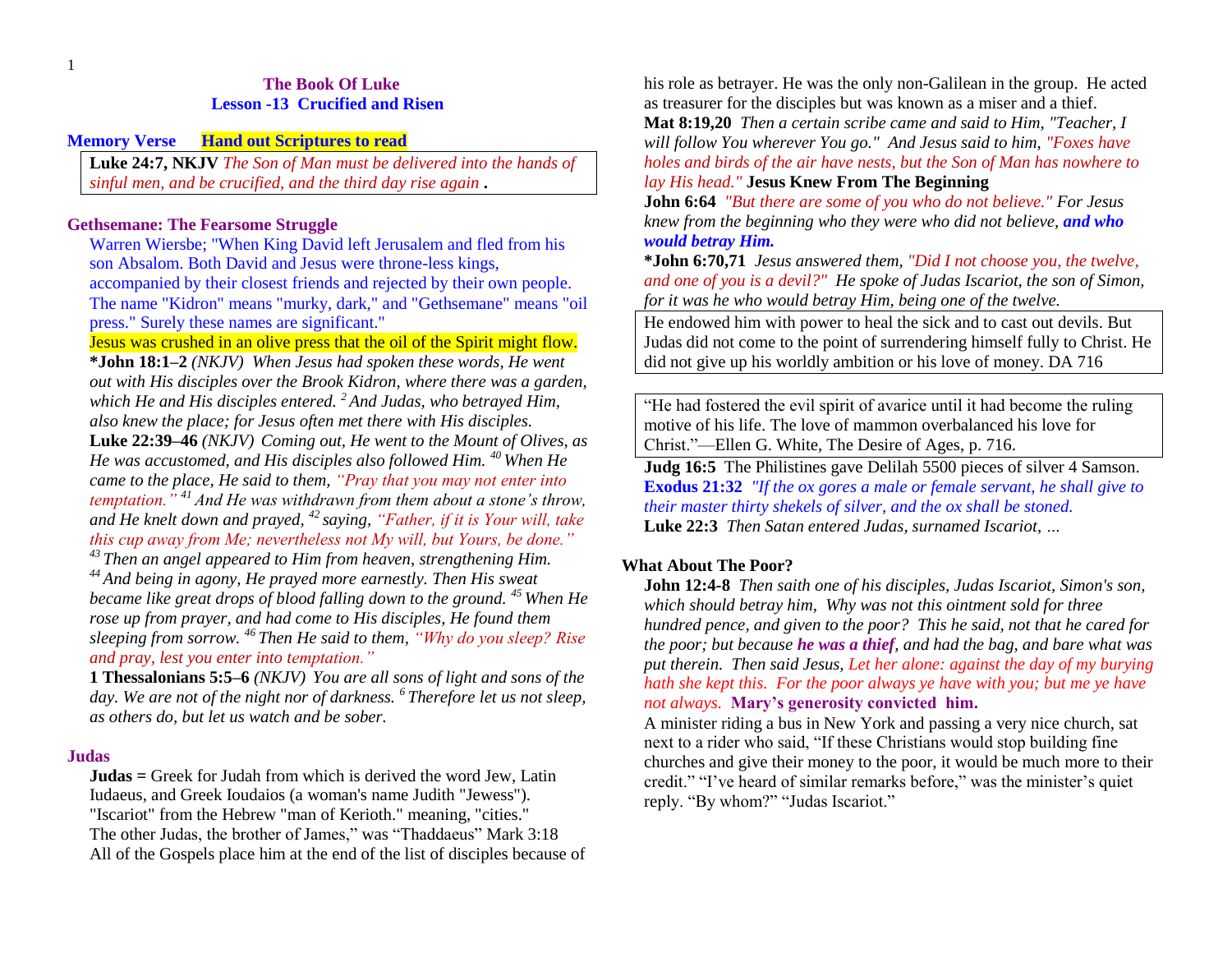# The Book Of Luke
## Lesson -13 Crucified and Risen

**Memory Verse** **Hand out Scriptures to read**

> **Luke 24:7, NKJV** *The Son of Man must be delivered into the hands of sinful men, and be crucified, and the third day rise again .*

### Gethsemane: The Fearsome Struggle

Warren Wiersbe; "When King David left Jerusalem and fled from his son Absalom. Both David and Jesus were throne-less kings, accompanied by their closest friends and rejected by their own people. The name "Kidron" means "murky, dark," and "Gethsemane" means "oil press." Surely these names are significant."

Jesus was crushed in an olive press that the oil of the Spirit might flow.

***John 18:1–2** *(NKJV) When Jesus had spoken these words, He went out with His disciples over the Brook Kidron, where there was a garden, which He and His disciples entered. [2] And Judas, who betrayed Him, also knew the place; for Jesus often met there with His disciples.*

**Luke 22:39–46** *(NKJV) Coming out, He went to the Mount of Olives, as He was accustomed, and His disciples also followed Him. [40] When He came to the place, He said to them, "Pray that you may not enter into temptation." [41] And He was withdrawn from them about a stone's throw, and He knelt down and prayed, [42] saying, "Father, if it is Your will, take this cup away from Me; nevertheless not My will, but Yours, be done." [43] Then an angel appeared to Him from heaven, strengthening Him. [44] And being in agony, He prayed more earnestly. Then His sweat became like great drops of blood falling down to the ground. [45] When He rose up from prayer, and had come to His disciples, He found them sleeping from sorrow. [46] Then He said to them, "Why do you sleep? Rise and pray, lest you enter into temptation."*

**1 Thessalonians 5:5–6** *(NKJV) You are all sons of light and sons of the day. We are not of the night nor of darkness. [6] Therefore let us not sleep, as others do, but let us watch and be sober.*

### Judas

**Judas =** Greek for Judah from which is derived the word Jew, Latin Iudaeus, and Greek Ioudaios (a woman's name Judith "Jewess"). "Iscariot" from the Hebrew "man of Kerioth." meaning, "cities." The other Judas, the brother of James," was "Thaddaeus" Mark 3:18 All of the Gospels place him at the end of the list of disciples because of his role as betrayer. He was the only non-Galilean in the group. He acted as treasurer for the disciples but was known as a miser and a thief.

**Mat 8:19,20** *Then a certain scribe came and said to Him, "Teacher, I will follow You wherever You go." And Jesus said to him, "Foxes have holes and birds of the air have nests, but the Son of Man has nowhere to lay His head."* **Jesus Knew From The Beginning**

**John 6:64** *"But there are some of you who do not believe." For Jesus knew from the beginning who they were who did not believe, **and who would betray Him.***

***John 6:70,71** *Jesus answered them, "Did I not choose you, the twelve, and one of you is a devil?" He spoke of Judas Iscariot, the son of Simon, for it was he who would betray Him, being one of the twelve.*

> He endowed him with power to heal the sick and to cast out devils. But Judas did not come to the point of surrendering himself fully to Christ. He did not give up his worldly ambition or his love of money. DA 716

> "He had fostered the evil spirit of avarice until it had become the ruling motive of his life. The love of mammon overbalanced his love for Christ."—Ellen G. White, The Desire of Ages, p. 716.

**Judg 16:5** The Philistines gave Delilah 5500 pieces of silver 4 Samson.

**Exodus 21:32** *"If the ox gores a male or female servant, he shall give to their master thirty shekels of silver, and the ox shall be stoned.*

**Luke 22:3** *Then Satan entered Judas, surnamed Iscariot, ...*

### What About The Poor?

**John 12:4-8** *Then saith one of his disciples, Judas Iscariot, Simon's son, which should betray him, Why was not this ointment sold for three hundred pence, and given to the poor? This he said, not that he cared for the poor; but because **he was a thief**, and had the bag, and bare what was put therein. Then said Jesus, Let her alone: against the day of my burying hath she kept this. For the poor always ye have with you; but me ye have not always.* **Mary's generosity convicted him.**

A minister riding a bus in New York and passing a very nice church, sat next to a rider who said, "If these Christians would stop building fine churches and give their money to the poor, it would be much more to their credit." "I've heard of similar remarks before," was the minister's quiet reply. "By whom?" "Judas Iscariot."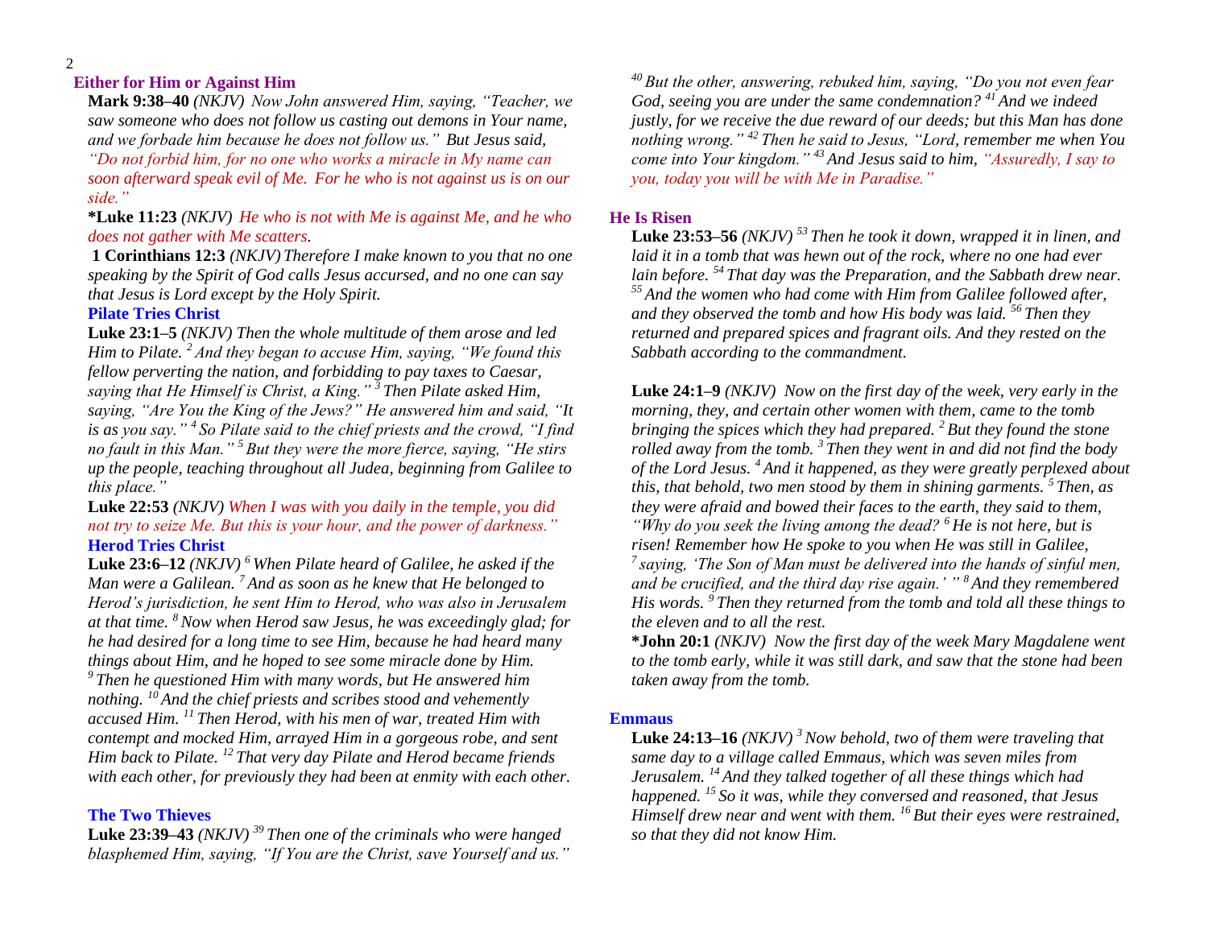## Either for Him or Against Him

**Mark 9:38–40** *(NKJV) Now John answered Him, saying, "Teacher, we saw someone who does not follow us casting out demons in Your name, and we forbade him because he does not follow us." But Jesus said, "Do not forbid him, for no one who works a miracle in My name can soon afterward speak evil of Me. For he who is not against us is on our side."*

**\*Luke 11:23** *(NKJV) He who is not with Me is against Me, and he who does not gather with Me scatters.*

**1 Corinthians 12:3** *(NKJV) Therefore I make known to you that no one speaking by the Spirit of God calls Jesus accursed, and no one can say that Jesus is Lord except by the Holy Spirit.*

## Pilate Tries Christ

**Luke 23:1–5** *(NKJV) Then the whole multitude of them arose and led Him to Pilate. [2] And they began to accuse Him, saying, "We found this fellow perverting the nation, and forbidding to pay taxes to Caesar, saying that He Himself is Christ, a King." [3] Then Pilate asked Him, saying, "Are You the King of the Jews?" He answered him and said, "It is as you say." [4] So Pilate said to the chief priests and the crowd, "I find no fault in this Man." [5] But they were the more fierce, saying, "He stirs up the people, teaching throughout all Judea, beginning from Galilee to this place."*

**Luke 22:53** *(NKJV) When I was with you daily in the temple, you did not try to seize Me. But this is your hour, and the power of darkness."*

## Herod Tries Christ

**Luke 23:6–12** *(NKJV) [6] When Pilate heard of Galilee, he asked if the Man were a Galilean. [7] And as soon as he knew that He belonged to Herod's jurisdiction, he sent Him to Herod, who was also in Jerusalem at that time. [8] Now when Herod saw Jesus, he was exceedingly glad; for he had desired for a long time to see Him, because he had heard many things about Him, and he hoped to see some miracle done by Him. [9] Then he questioned Him with many words, but He answered him nothing. [10] And the chief priests and scribes stood and vehemently accused Him. [11] Then Herod, with his men of war, treated Him with contempt and mocked Him, arrayed Him in a gorgeous robe, and sent Him back to Pilate. [12] That very day Pilate and Herod became friends with each other, for previously they had been at enmity with each other.*

## The Two Thieves

**Luke 23:39–43** *(NKJV) [39] Then one of the criminals who were hanged blasphemed Him, saying, "If You are the Christ, save Yourself and us." [40] But the other, answering, rebuked him, saying, "Do you not even fear God, seeing you are under the same condemnation? [41] And we indeed justly, for we receive the due reward of our deeds; but this Man has done nothing wrong." [42] Then he said to Jesus, "Lord, remember me when You come into Your kingdom." [43] And Jesus said to him, "Assuredly, I say to you, today you will be with Me in Paradise."*

## He Is Risen

**Luke 23:53–56** *(NKJV) [53] Then he took it down, wrapped it in linen, and laid it in a tomb that was hewn out of the rock, where no one had ever lain before. [54] That day was the Preparation, and the Sabbath drew near. [55] And the women who had come with Him from Galilee followed after, and they observed the tomb and how His body was laid. [56] Then they returned and prepared spices and fragrant oils. And they rested on the Sabbath according to the commandment.*

**Luke 24:1–9** *(NKJV) Now on the first day of the week, very early in the morning, they, and certain other women with them, came to the tomb bringing the spices which they had prepared. [2] But they found the stone rolled away from the tomb. [3] Then they went in and did not find the body of the Lord Jesus. [4] And it happened, as they were greatly perplexed about this, that behold, two men stood by them in shining garments. [5] Then, as they were afraid and bowed their faces to the earth, they said to them, "Why do you seek the living among the dead? [6] He is not here, but is risen! Remember how He spoke to you when He was still in Galilee, [7] saying, 'The Son of Man must be delivered into the hands of sinful men, and be crucified, and the third day rise again.' " [8] And they remembered His words. [9] Then they returned from the tomb and told all these things to the eleven and to all the rest.*

**\*John 20:1** *(NKJV) Now the first day of the week Mary Magdalene went to the tomb early, while it was still dark, and saw that the stone had been taken away from the tomb.*

## Emmaus

**Luke 24:13–16** *(NKJV) [3] Now behold, two of them were traveling that same day to a village called Emmaus, which was seven miles from Jerusalem. [14] And they talked together of all these things which had happened. [15] So it was, while they conversed and reasoned, that Jesus Himself drew near and went with them. [16] But their eyes were restrained, so that they did not know Him.*